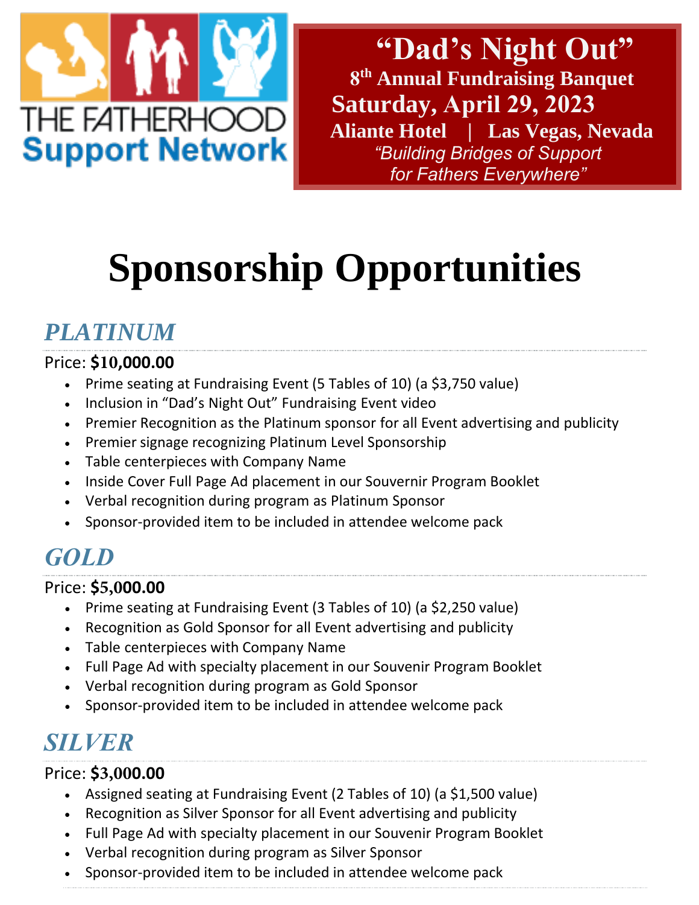THE FATHERHOOD
Support Network

# "Dad's Night Out"

**8th Annual Fundraising Banquet**

**Saturday, April 29, 2023**

**Aliante Hotel | Las Vegas, Nevada**

*"Building Bridges of Support for Fathers Everywhere"*

# Sponsorship Opportunities

## *PLATINUM*

Price: **$10,000.00**

- Prime seating at Fundraising Event (5 Tables of 10) (a $3,750 value)
- Inclusion in "Dad's Night Out" Fundraising Event video
- Premier Recognition as the Platinum sponsor for all Event advertising and publicity
- Premier signage recognizing Platinum Level Sponsorship
- Table centerpieces with Company Name
- Inside Cover Full Page Ad placement in our Souvernir Program Booklet
- Verbal recognition during program as Platinum Sponsor
- Sponsor-provided item to be included in attendee welcome pack

## *GOLD*

Price: **$5,000.00**

- Prime seating at Fundraising Event (3 Tables of 10) (a $2,250 value)
- Recognition as Gold Sponsor for all Event advertising and publicity
- Table centerpieces with Company Name
- Full Page Ad with specialty placement in our Souvenir Program Booklet
- Verbal recognition during program as Gold Sponsor
- Sponsor-provided item to be included in attendee welcome pack

## *SILVER*

Price: **$3,000.00**

- Assigned seating at Fundraising Event (2 Tables of 10) (a $1,500 value)
- Recognition as Silver Sponsor for all Event advertising and publicity
- Full Page Ad with specialty placement in our Souvenir Program Booklet
- Verbal recognition during program as Silver Sponsor
- Sponsor-provided item to be included in attendee welcome pack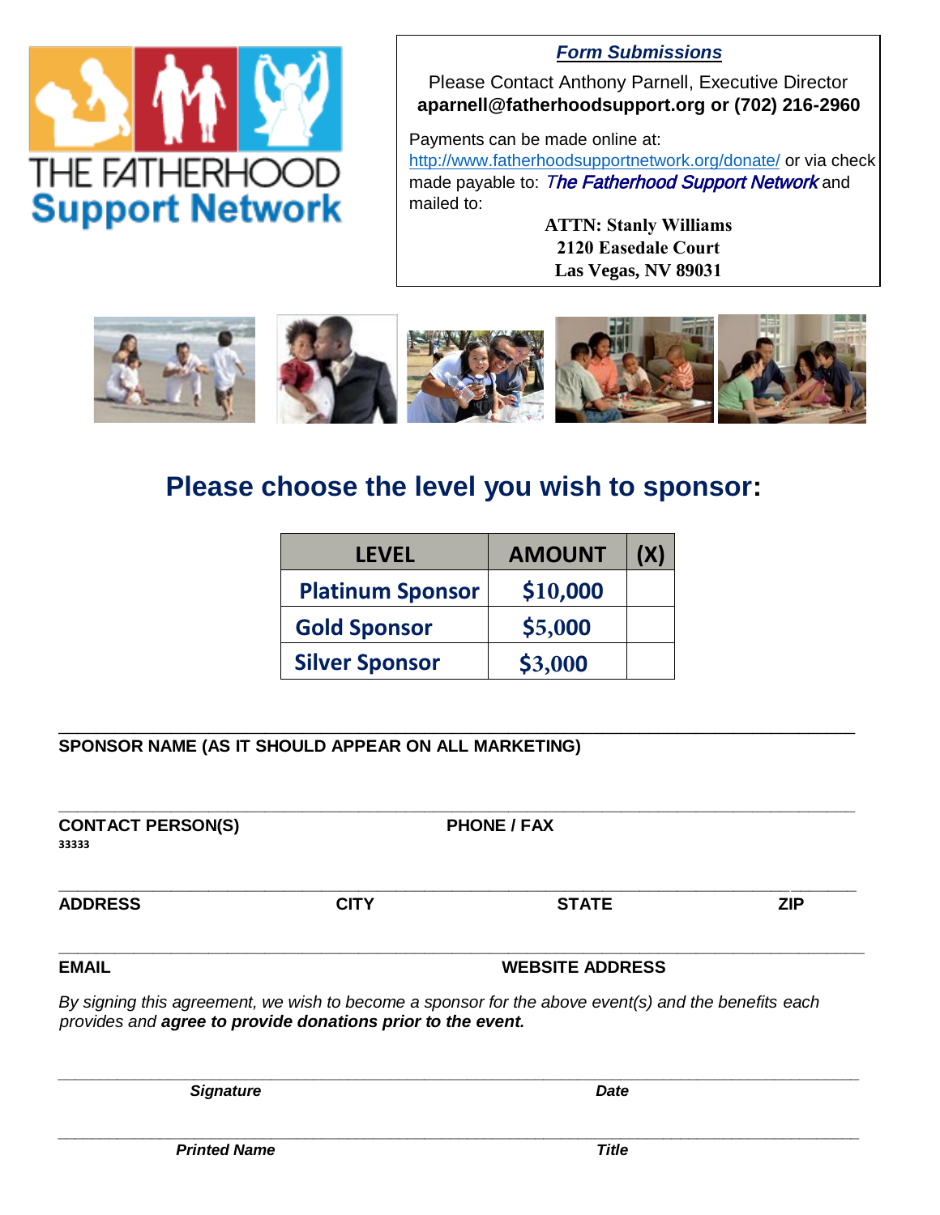THE FATHERHOOD
Support Network

***Form Submissions***

Please Contact Anthony Parnell, Executive Director
**aparnell@fatherhoodsupport.org or (702) 216-2960**

Payments can be made online at:
http://www.fatherhoodsupportnetwork.org/donate/ or via check made payable to: *The Fatherhood Support Network* and mailed to:

**ATTN: Stanly Williams**
**2120 Easedale Court**
**Las Vegas, NV 89031**

## Please choose the level you wish to sponsor:

| LEVEL | AMOUNT | (X) |
|---|---|---|
| Platinum Sponsor | $10,000 | |
| Gold Sponsor | $5,000 | |
| Silver Sponsor | $3,000 | |

**SPONSOR NAME (AS IT SHOULD APPEAR ON ALL MARKETING)**

**CONTACT PERSON(S)** **PHONE / FAX**
33333

**ADDRESS** **CITY** **STATE** **ZIP**

**EMAIL** **WEBSITE ADDRESS**

*By signing this agreement, we wish to become a sponsor for the above event(s) and the benefits each provides and **agree to provide donations prior to the event.***

***Signature*** ***Date***

***Printed Name*** ***Title***